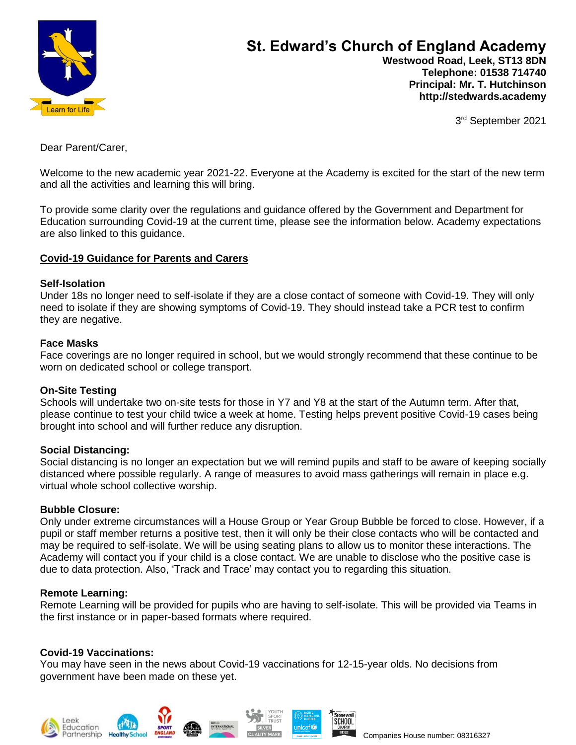# St. Edward's Church of England Academy

**Westwood Road, Leek, ST13 8DN**
**Telephone: 01538 714740**
**Principal: Mr. T. Hutchinson**
**http://stedwards.academy**

3rd September 2021

Dear Parent/Carer,

Welcome to the new academic year 2021-22. Everyone at the Academy is excited for the start of the new term and all the activities and learning this will bring.

To provide some clarity over the regulations and guidance offered by the Government and Department for Education surrounding Covid-19 at the current time, please see the information below. Academy expectations are also linked to this guidance.

## Covid-19 Guidance for Parents and Carers

### Self-Isolation

Under 18s no longer need to self-isolate if they are a close contact of someone with Covid-19. They will only need to isolate if they are showing symptoms of Covid-19. They should instead take a PCR test to confirm they are negative.

### Face Masks

Face coverings are no longer required in school, but we would strongly recommend that these continue to be worn on dedicated school or college transport.

### On-Site Testing

Schools will undertake two on-site tests for those in Y7 and Y8 at the start of the Autumn term. After that, please continue to test your child twice a week at home. Testing helps prevent positive Covid-19 cases being brought into school and will further reduce any disruption.

### Social Distancing:

Social distancing is no longer an expectation but we will remind pupils and staff to be aware of keeping socially distanced where possible regularly. A range of measures to avoid mass gatherings will remain in place e.g. virtual whole school collective worship.

### Bubble Closure:

Only under extreme circumstances will a House Group or Year Group Bubble be forced to close. However, if a pupil or staff member returns a positive test, then it will only be their close contacts who will be contacted and may be required to self-isolate. We will be using seating plans to allow us to monitor these interactions. The Academy will contact you if your child is a close contact. We are unable to disclose who the positive case is due to data protection. Also, 'Track and Trace' may contact you to regarding this situation.

### Remote Learning:

Remote Learning will be provided for pupils who are having to self-isolate. This will be provided via Teams in the first instance or in paper-based formats where required.

### Covid-19 Vaccinations:

You may have seen in the news about Covid-19 vaccinations for 12-15-year olds. No decisions from government have been made on these yet.

Companies House number: 08316327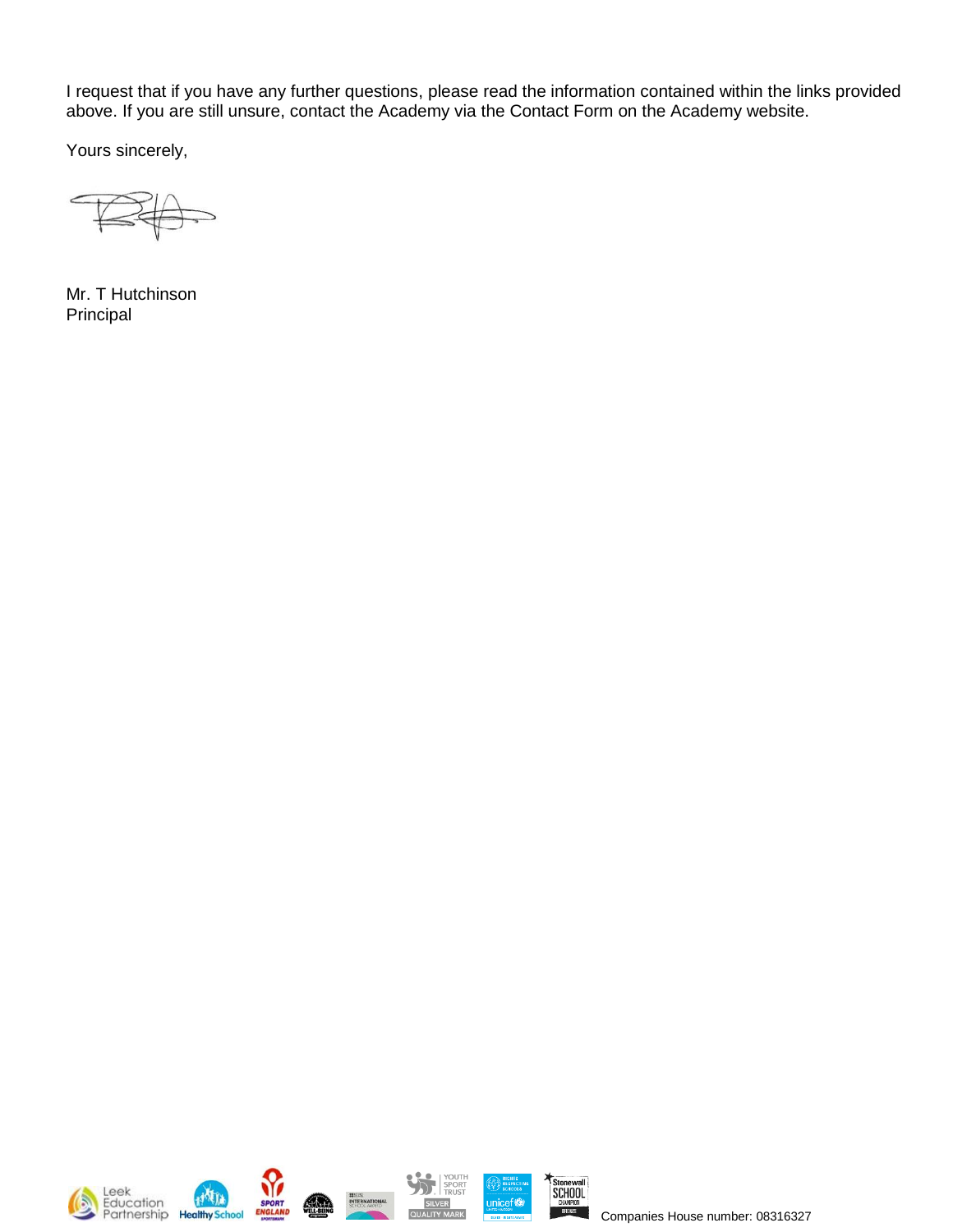I request that if you have any further questions, please read the information contained within the links provided above. If you are still unsure, contact the Academy via the Contact Form on the Academy website.

Yours sincerely,

Mr. T Hutchinson
Principal

Companies House number: 08316327